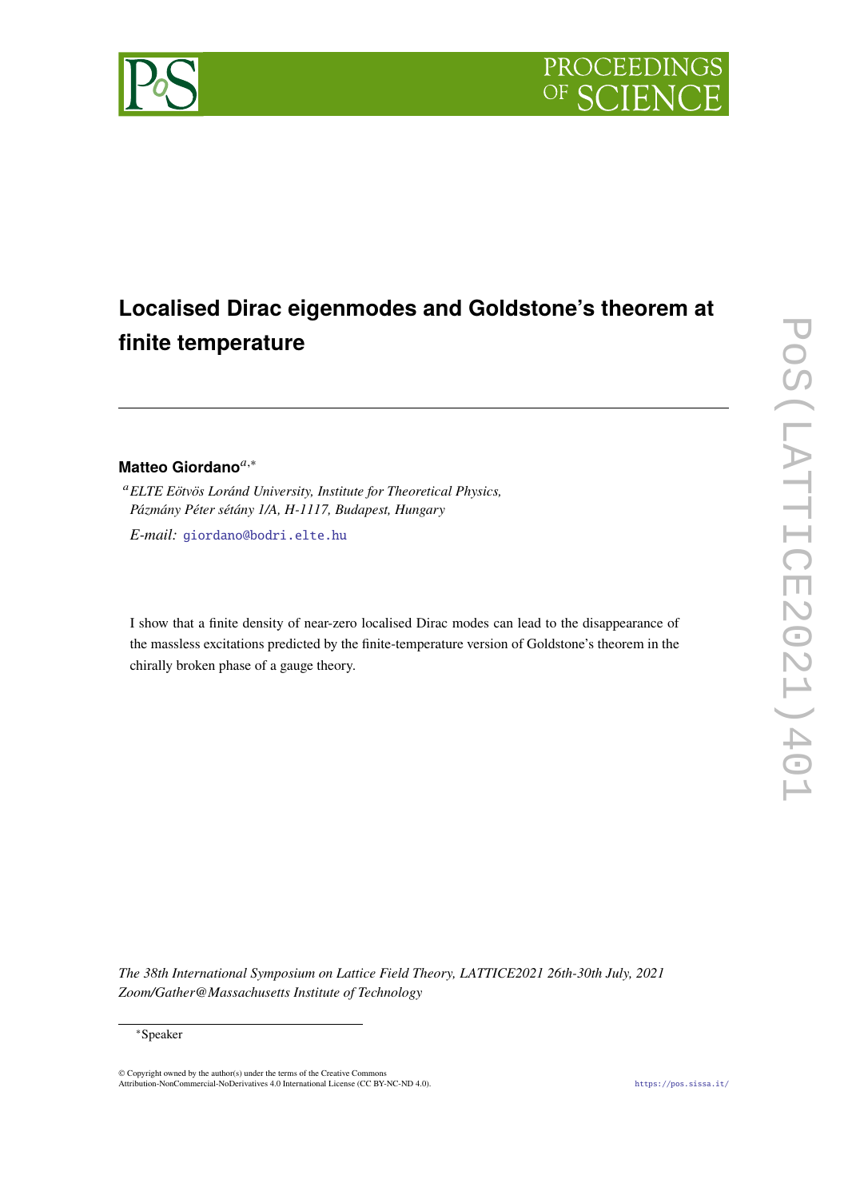# Localised Dirac eigenmodes and Goldstone's theorem at finite temperature

**Matteo Giordano**[a,*]

[a] *ELTE Eötvös Loránd University, Institute for Theoretical Physics, Pázmány Péter sétány 1/A, H-1117, Budapest, Hungary*

*E-mail:* giordano@bodri.elte.hu

I show that a finite density of near-zero localised Dirac modes can lead to the disappearance of the massless excitations predicted by the finite-temperature version of Goldstone's theorem in the chirally broken phase of a gauge theory.

*The 38th International Symposium on Lattice Field Theory, LATTICE2021 26th-30th July, 2021 Zoom/Gather@Massachusetts Institute of Technology*

[*] Speaker

© Copyright owned by the author(s) under the terms of the Creative Commons Attribution-NonCommercial-NoDerivatives 4.0 International License (CC BY-NC-ND 4.0).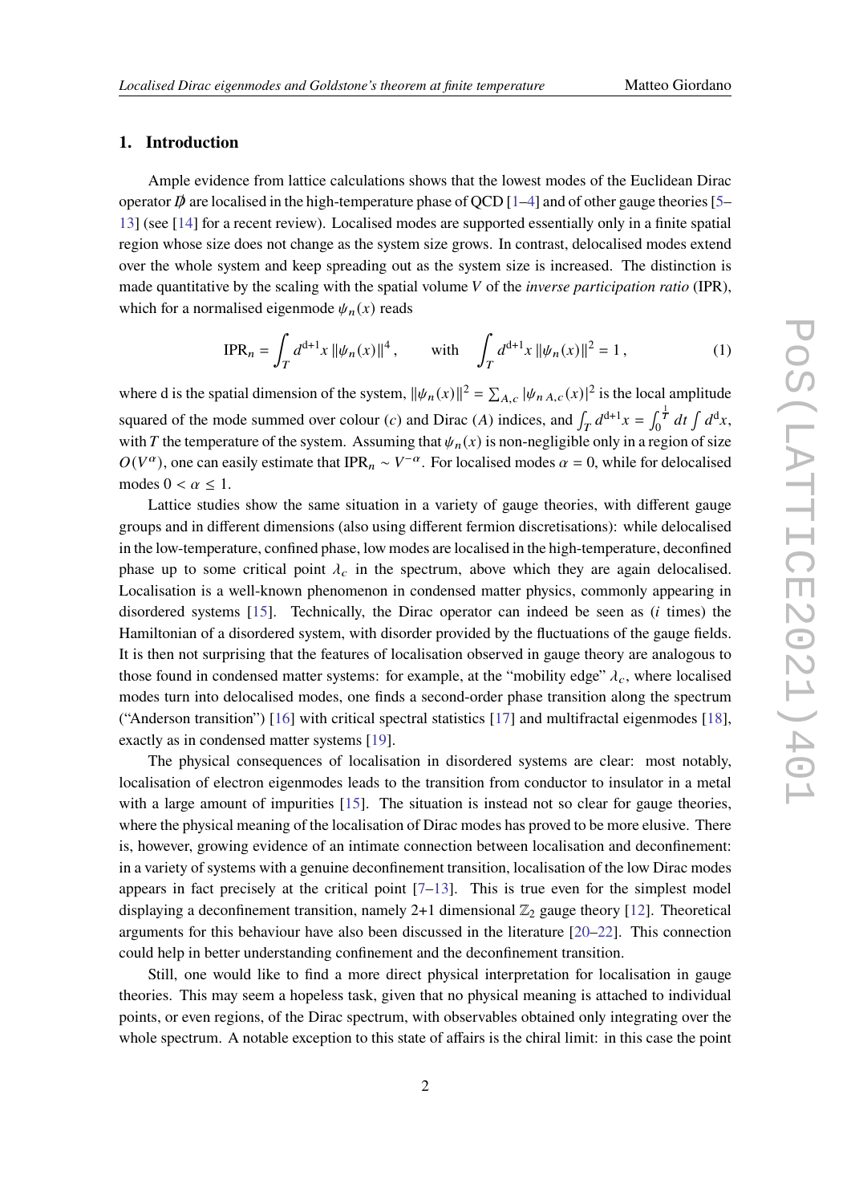## 1. Introduction

Ample evidence from lattice calculations shows that the lowest modes of the Euclidean Dirac operator $\not{D}$ are localised in the high-temperature phase of QCD [1–4] and of other gauge theories [5–13] (see [14] for a recent review). Localised modes are supported essentially only in a finite spatial region whose size does not change as the system size grows. In contrast, delocalised modes extend over the whole system and keep spreading out as the system size is increased. The distinction is made quantitative by the scaling with the spatial volume $V$ of the *inverse participation ratio* (IPR), which for a normalised eigenmode $\psi_n(x)$ reads

$$\mathrm{IPR}_n = \int_T d^{\mathrm{d}+1}x \, \|\psi_n(x)\|^4 \,, \qquad \text{with} \quad \int_T d^{\mathrm{d}+1}x \, \|\psi_n(x)\|^2 = 1 \,, \tag{1}$$

where d is the spatial dimension of the system, $\|\psi_n(x)\|^2 = \sum_{A,c} |\psi_{n\,A,c}(x)|^2$ is the local amplitude squared of the mode summed over colour ($c$) and Dirac ($A$) indices, and $\int_T d^{\mathrm{d}+1}x = \int_0^{\frac{1}{T}} dt \int d^{\mathrm{d}}x$, with $T$ the temperature of the system. Assuming that $\psi_n(x)$ is non-negligible only in a region of size $O(V^\alpha)$, one can easily estimate that $\mathrm{IPR}_n \sim V^{-\alpha}$. For localised modes $\alpha = 0$, while for delocalised modes $0 < \alpha \leq 1$.

Lattice studies show the same situation in a variety of gauge theories, with different gauge groups and in different dimensions (also using different fermion discretisations): while delocalised in the low-temperature, confined phase, low modes are localised in the high-temperature, deconfined phase up to some critical point $\lambda_c$ in the spectrum, above which they are again delocalised. Localisation is a well-known phenomenon in condensed matter physics, commonly appearing in disordered systems [15]. Technically, the Dirac operator can indeed be seen as ($i$ times) the Hamiltonian of a disordered system, with disorder provided by the fluctuations of the gauge fields. It is then not surprising that the features of localisation observed in gauge theory are analogous to those found in condensed matter systems: for example, at the "mobility edge" $\lambda_c$, where localised modes turn into delocalised modes, one finds a second-order phase transition along the spectrum ("Anderson transition") [16] with critical spectral statistics [17] and multifractal eigenmodes [18], exactly as in condensed matter systems [19].

The physical consequences of localisation in disordered systems are clear: most notably, localisation of electron eigenmodes leads to the transition from conductor to insulator in a metal with a large amount of impurities [15]. The situation is instead not so clear for gauge theories, where the physical meaning of the localisation of Dirac modes has proved to be more elusive. There is, however, growing evidence of an intimate connection between localisation and deconfinement: in a variety of systems with a genuine deconfinement transition, localisation of the low Dirac modes appears in fact precisely at the critical point [7–13]. This is true even for the simplest model displaying a deconfinement transition, namely 2+1 dimensional $\mathbb{Z}_2$ gauge theory [12]. Theoretical arguments for this behaviour have also been discussed in the literature [20–22]. This connection could help in better understanding confinement and the deconfinement transition.

Still, one would like to find a more direct physical interpretation for localisation in gauge theories. This may seem a hopeless task, given that no physical meaning is attached to individual points, or even regions, of the Dirac spectrum, with observables obtained only integrating over the whole spectrum. A notable exception to this state of affairs is the chiral limit: in this case the point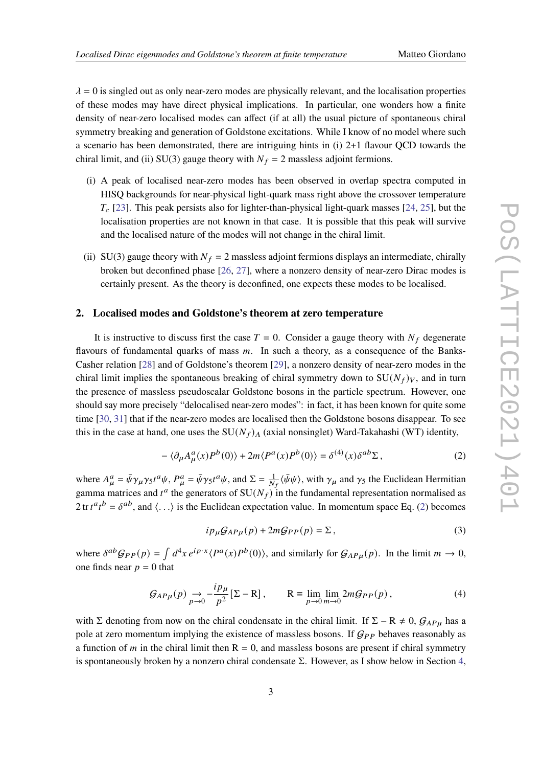$\lambda = 0$ is singled out as only near-zero modes are physically relevant, and the localisation properties of these modes may have direct physical implications. In particular, one wonders how a finite density of near-zero localised modes can affect (if at all) the usual picture of spontaneous chiral symmetry breaking and generation of Goldstone excitations. While I know of no model where such a scenario has been demonstrated, there are intriguing hints in (i) 2+1 flavour QCD towards the chiral limit, and (ii) SU(3) gauge theory with $N_f = 2$ massless adjoint fermions.

(i) A peak of localised near-zero modes has been observed in overlap spectra computed in HISQ backgrounds for near-physical light-quark mass right above the crossover temperature $T_c$ [23]. This peak persists also for lighter-than-physical light-quark masses [24, 25], but the localisation properties are not known in that case. It is possible that this peak will survive and the localised nature of the modes will not change in the chiral limit.

(ii) SU(3) gauge theory with $N_f = 2$ massless adjoint fermions displays an intermediate, chirally broken but deconfined phase [26, 27], where a nonzero density of near-zero Dirac modes is certainly present. As the theory is deconfined, one expects these modes to be localised.

## 2. Localised modes and Goldstone's theorem at zero temperature

It is instructive to discuss first the case $T = 0$. Consider a gauge theory with $N_f$ degenerate flavours of fundamental quarks of mass $m$. In such a theory, as a consequence of the Banks-Casher relation [28] and of Goldstone's theorem [29], a nonzero density of near-zero modes in the chiral limit implies the spontaneous breaking of chiral symmetry down to $SU(N_f)_V$, and in turn the presence of massless pseudoscalar Goldstone bosons in the particle spectrum. However, one should say more precisely "delocalised near-zero modes": in fact, it has been known for quite some time [30, 31] that if the near-zero modes are localised then the Goldstone bosons disappear. To see this in the case at hand, one uses the $SU(N_f)_A$ (axial nonsinglet) Ward-Takahashi (WT) identity,

$$- \langle \partial_\mu A^a_\mu(x) P^b(0) \rangle + 2m \langle P^a(x) P^b(0) \rangle = \delta^{(4)}(x) \delta^{ab} \Sigma \,, \tag{2}$$

where $A^a_\mu = \bar{\psi} \gamma_\mu \gamma_5 t^a \psi$, $P^a_\mu = \bar{\psi} \gamma_5 t^a \psi$, and $\Sigma = \frac{1}{N_f} \langle \bar{\psi} \psi \rangle$, with $\gamma_\mu$ and $\gamma_5$ the Euclidean Hermitian gamma matrices and $t^a$ the generators of $SU(N_f)$ in the fundamental representation normalised as $2 \,\mathrm{tr}\, t^a t^b = \delta^{ab}$, and $\langle \ldots \rangle$ is the Euclidean expectation value. In momentum space Eq. (2) becomes

$$i p_\mu \mathcal{G}_{AP\mu}(p) + 2m \mathcal{G}_{PP}(p) = \Sigma \,, \tag{3}$$

where $\delta^{ab} \mathcal{G}_{PP}(p) = \int d^4x \, e^{ip\cdot x} \langle P^a(x) P^b(0) \rangle$, and similarly for $\mathcal{G}_{AP\mu}(p)$. In the limit $m \to 0$, one finds near $p = 0$ that

$$\mathcal{G}_{AP\mu}(p) \underset{p\to 0}{\to} -\frac{i p_\mu}{p^2} [\Sigma - \mathrm{R}] \,, \qquad \mathrm{R} \equiv \lim_{p\to 0} \lim_{m\to 0} 2m \mathcal{G}_{PP}(p) \,, \tag{4}$$

with $\Sigma$ denoting from now on the chiral condensate in the chiral limit. If $\Sigma - \mathrm{R} \neq 0$, $\mathcal{G}_{AP\mu}$ has a pole at zero momentum implying the existence of massless bosons. If $\mathcal{G}_{PP}$ behaves reasonably as a function of $m$ in the chiral limit then $\mathrm{R} = 0$, and massless bosons are present if chiral symmetry is spontaneously broken by a nonzero chiral condensate $\Sigma$. However, as I show below in Section 4,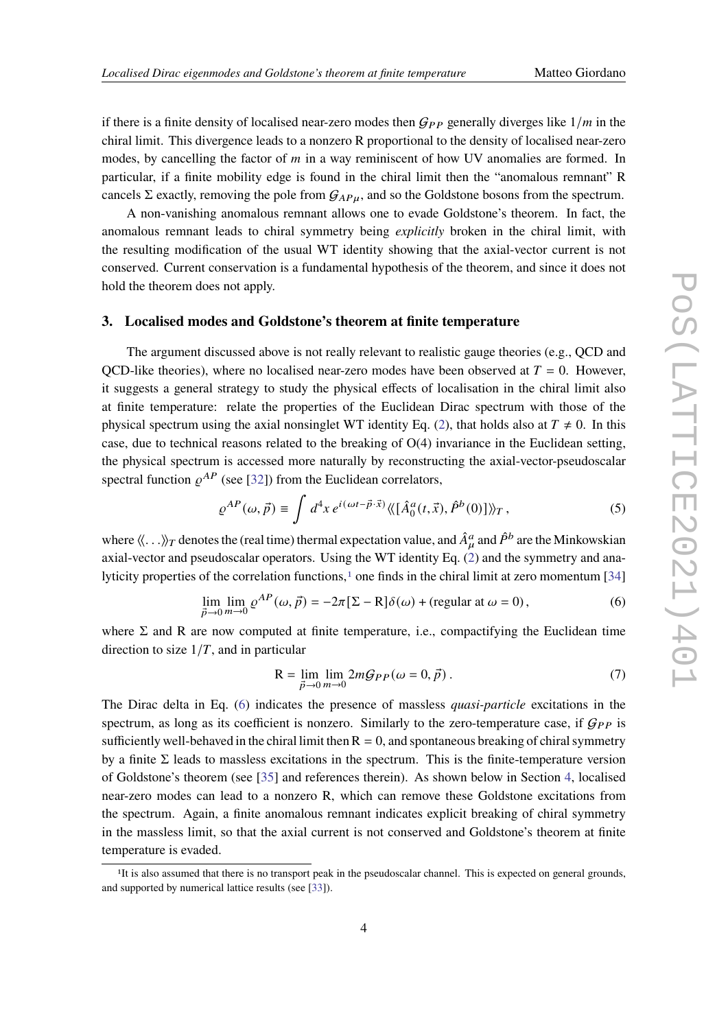if there is a finite density of localised near-zero modes then $\mathcal{G}_{PP}$ generally diverges like $1/m$ in the chiral limit. This divergence leads to a nonzero R proportional to the density of localised near-zero modes, by cancelling the factor of $m$ in a way reminiscent of how UV anomalies are formed. In particular, if a finite mobility edge is found in the chiral limit then the "anomalous remnant" R cancels $\Sigma$ exactly, removing the pole from $\mathcal{G}_{AP\mu}$, and so the Goldstone bosons from the spectrum.

A non-vanishing anomalous remnant allows one to evade Goldstone's theorem. In fact, the anomalous remnant leads to chiral symmetry being *explicitly* broken in the chiral limit, with the resulting modification of the usual WT identity showing that the axial-vector current is not conserved. Current conservation is a fundamental hypothesis of the theorem, and since it does not hold the theorem does not apply.

## 3. Localised modes and Goldstone's theorem at finite temperature

The argument discussed above is not really relevant to realistic gauge theories (e.g., QCD and QCD-like theories), where no localised near-zero modes have been observed at $T = 0$. However, it suggests a general strategy to study the physical effects of localisation in the chiral limit also at finite temperature: relate the properties of the Euclidean Dirac spectrum with those of the physical spectrum using the axial nonsinglet WT identity Eq. (2), that holds also at $T \neq 0$. In this case, due to technical reasons related to the breaking of O(4) invariance in the Euclidean setting, the physical spectrum is accessed more naturally by reconstructing the axial-vector-pseudoscalar spectral function $\varrho^{AP}$ (see [32]) from the Euclidean correlators,

$$\varrho^{AP}(\omega, \vec{p}) \equiv \int d^4x \, e^{i(\omega t - \vec{p}\cdot\vec{x})} \langle\!\langle [\hat{A}_0^a(t, \vec{x}), \hat{P}^b(0)] \rangle\!\rangle_T \,, \tag{5}$$

where $\langle\!\langle \ldots \rangle\!\rangle_T$ denotes the (real time) thermal expectation value, and $\hat{A}_\mu^a$ and $\hat{P}^b$ are the Minkowskian axial-vector and pseudoscalar operators. Using the WT identity Eq. (2) and the symmetry and analyticity properties of the correlation functions,[1] one finds in the chiral limit at zero momentum [34]

$$\lim_{\vec{p}\to 0} \lim_{m\to 0} \varrho^{AP}(\omega, \vec{p}) = -2\pi[\Sigma - \mathrm{R}]\delta(\omega) + (\text{regular at } \omega = 0)\,, \tag{6}$$

where $\Sigma$ and R are now computed at finite temperature, i.e., compactifying the Euclidean time direction to size $1/T$, and in particular

$$\mathrm{R} = \lim_{\vec{p}\to 0} \lim_{m\to 0} 2m\mathcal{G}_{PP}(\omega = 0, \vec{p})\,. \tag{7}$$

The Dirac delta in Eq. (6) indicates the presence of massless *quasi-particle* excitations in the spectrum, as long as its coefficient is nonzero. Similarly to the zero-temperature case, if $\mathcal{G}_{PP}$ is sufficiently well-behaved in the chiral limit then $\mathrm{R} = 0$, and spontaneous breaking of chiral symmetry by a finite $\Sigma$ leads to massless excitations in the spectrum. This is the finite-temperature version of Goldstone's theorem (see [35] and references therein). As shown below in Section 4, localised near-zero modes can lead to a nonzero R, which can remove these Goldstone excitations from the spectrum. Again, a finite anomalous remnant indicates explicit breaking of chiral symmetry in the massless limit, so that the axial current is not conserved and Goldstone's theorem at finite temperature is evaded.

[1] It is also assumed that there is no transport peak in the pseudoscalar channel. This is expected on general grounds, and supported by numerical lattice results (see [33]).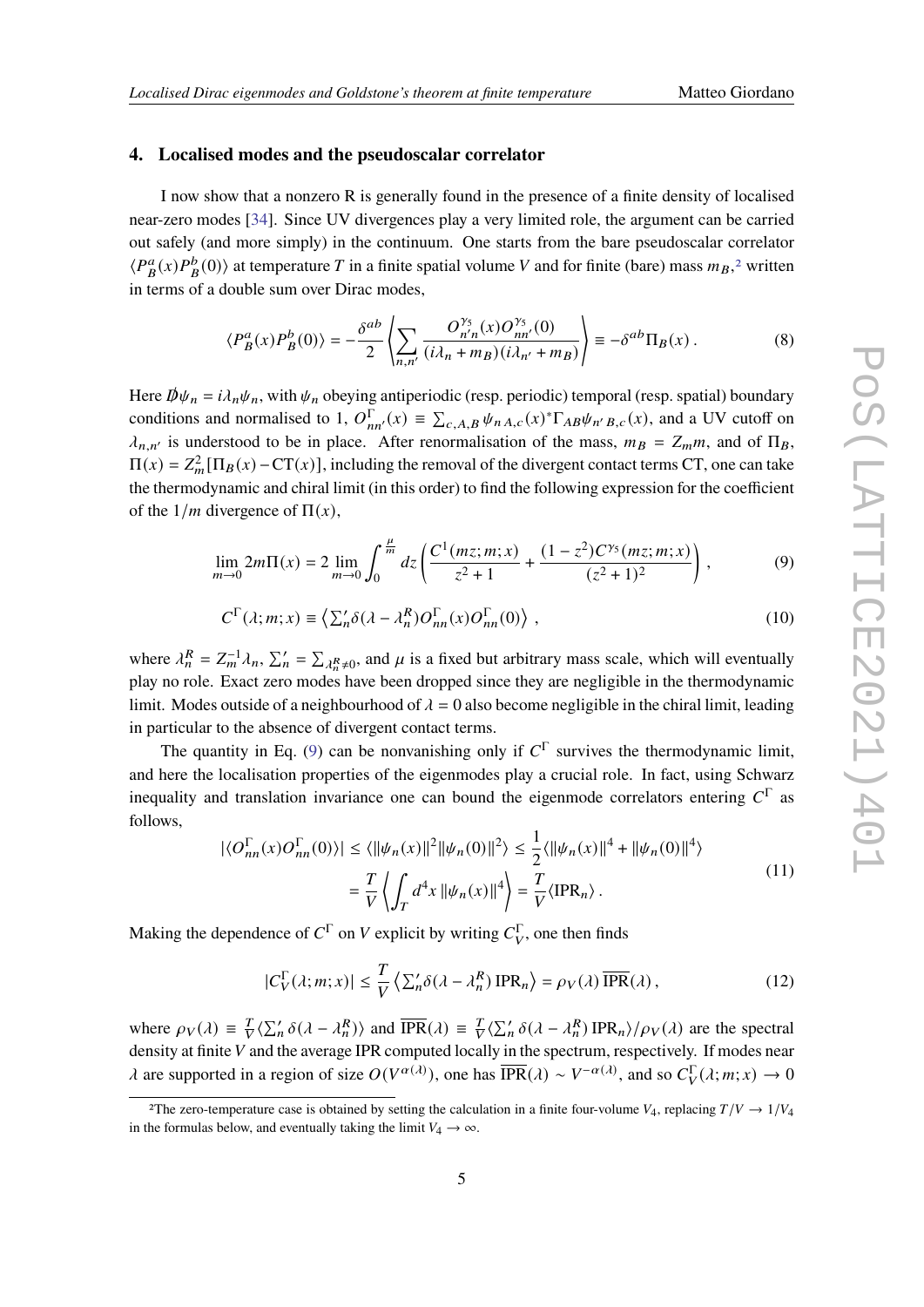## 4. Localised modes and the pseudoscalar correlator

I now show that a nonzero R is generally found in the presence of a finite density of localised near-zero modes [34]. Since UV divergences play a very limited role, the argument can be carried out safely (and more simply) in the continuum. One starts from the bare pseudoscalar correlator $\langle P_B^a(x) P_B^b(0)\rangle$ at temperature $T$ in a finite spatial volume $V$ and for finite (bare) mass $m_B$,[2] written in terms of a double sum over Dirac modes,

$$\langle P_B^a(x) P_B^b(0)\rangle = -\frac{\delta^{ab}}{2}\left\langle \sum_{n,n'} \frac{O^{\gamma_5}_{n'n}(x) O^{\gamma_5}_{nn'}(0)}{(i\lambda_n + m_B)(i\lambda_{n'} + m_B)}\right\rangle \equiv -\delta^{ab}\Pi_B(x)\,. \tag{8}$$

Here $\not{D}\psi_n = i\lambda_n\psi_n$, with $\psi_n$ obeying antiperiodic (resp. periodic) temporal (resp. spatial) boundary conditions and normalised to 1, $O^{\Gamma}_{nn'}(x) \equiv \sum_{c,A,B}\psi_{n\,A,c}(x)^*\Gamma_{AB}\psi_{n'\,B,c}(x)$, and a UV cutoff on $\lambda_{n,n'}$ is understood to be in place. After renormalisation of the mass, $m_B = Z_m m$, and of $\Pi_B$, $\Pi(x) = Z_m^2[\Pi_B(x) - \mathrm{CT}(x)]$, including the removal of the divergent contact terms CT, one can take the thermodynamic and chiral limit (in this order) to find the following expression for the coefficient of the $1/m$ divergence of $\Pi(x)$,

$$\lim_{m\to 0} 2m\Pi(x) = 2\lim_{m\to 0}\int_0^{\frac{\mu}{m}} dz \left(\frac{C^1(mz;m;x)}{z^2+1} + \frac{(1-z^2)C^{\gamma_5}(mz;m;x)}{(z^2+1)^2}\right), \tag{9}$$

$$C^{\Gamma}(\lambda;m;x) \equiv \left\langle {\textstyle\sum'_n}\delta(\lambda - \lambda_n^R) O^{\Gamma}_{nn}(x) O^{\Gamma}_{nn}(0)\right\rangle\,, \tag{10}$$

where $\lambda_n^R = Z_m^{-1}\lambda_n$, $\sum'_n = \sum_{\lambda_n^R\neq 0}$, and $\mu$ is a fixed but arbitrary mass scale, which will eventually play no role. Exact zero modes have been dropped since they are negligible in the thermodynamic limit. Modes outside of a neighbourhood of $\lambda = 0$ also become negligible in the chiral limit, leading in particular to the absence of divergent contact terms.

The quantity in Eq. (9) can be nonvanishing only if $C^\Gamma$ survives the thermodynamic limit, and here the localisation properties of the eigenmodes play a crucial role. In fact, using Schwarz inequality and translation invariance one can bound the eigenmode correlators entering $C^\Gamma$ as follows,

$$\begin{aligned}|\langle O^{\Gamma}_{nn}(x) O^{\Gamma}_{nn}(0)\rangle| &\leq \langle \|\psi_n(x)\|^2 \|\psi_n(0)\|^2\rangle \leq \frac{1}{2}\langle \|\psi_n(x)\|^4 + \|\psi_n(0)\|^4\rangle \\ &= \frac{T}{V}\left\langle \int_T d^4x\, \|\psi_n(x)\|^4\right\rangle = \frac{T}{V}\langle \mathrm{IPR}_n\rangle\,.\end{aligned} \tag{11}$$

Making the dependence of $C^\Gamma$ on $V$ explicit by writing $C^\Gamma_V$, one then finds

$$|C^{\Gamma}_V(\lambda;m;x)| \leq \frac{T}{V}\left\langle {\textstyle\sum'_n}\delta(\lambda - \lambda_n^R)\,\mathrm{IPR}_n\right\rangle = \rho_V(\lambda)\,\overline{\mathrm{IPR}}(\lambda)\,, \tag{12}$$

where $\rho_V(\lambda) \equiv \frac{T}{V}\langle \sum'_n \delta(\lambda - \lambda_n^R)\rangle$ and $\overline{\mathrm{IPR}}(\lambda) \equiv \frac{T}{V}\langle \sum'_n \delta(\lambda - \lambda_n^R)\,\mathrm{IPR}_n\rangle/\rho_V(\lambda)$ are the spectral density at finite $V$ and the average IPR computed locally in the spectrum, respectively. If modes near $\lambda$ are supported in a region of size $O(V^{\alpha(\lambda)})$, one has $\overline{\mathrm{IPR}}(\lambda) \sim V^{-\alpha(\lambda)}$, and so $C^\Gamma_V(\lambda;m;x) \to 0$

[2] The zero-temperature case is obtained by setting the calculation in a finite four-volume $V_4$, replacing $T/V \to 1/V_4$ in the formulas below, and eventually taking the limit $V_4 \to \infty$.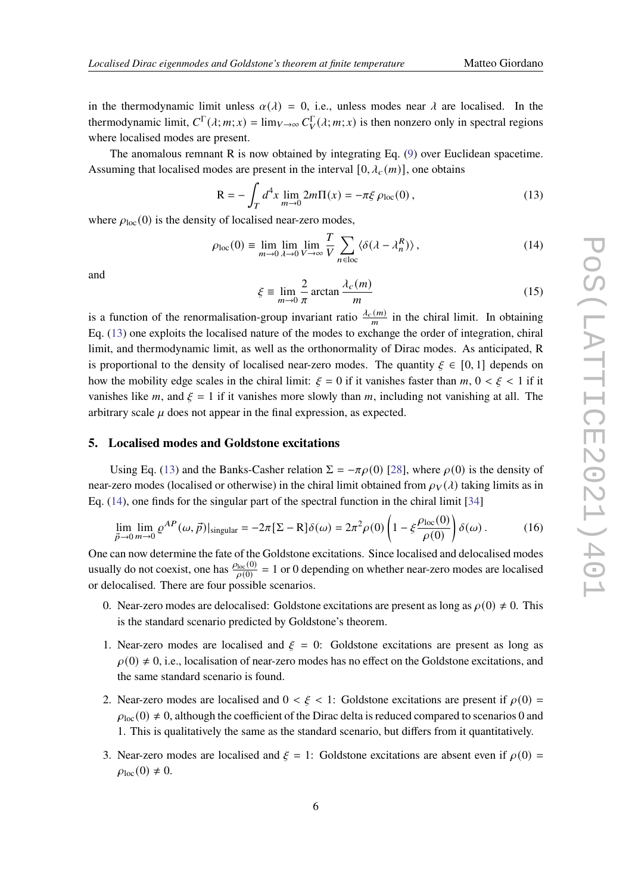in the thermodynamic limit unless $\alpha(\lambda) = 0$, i.e., unless modes near $\lambda$ are localised. In the thermodynamic limit, $C^{\Gamma}(\lambda; m; x) = \lim_{V\to\infty} C_V^{\Gamma}(\lambda; m; x)$ is then nonzero only in spectral regions where localised modes are present.

The anomalous remnant R is now obtained by integrating Eq. (9) over Euclidean spacetime. Assuming that localised modes are present in the interval $[0, \lambda_c(m)]$, one obtains

$$
\mathrm{R} = -\int_T d^4x \lim_{m\to 0} 2m\Pi(x) = -\pi\xi\,\rho_{\mathrm{loc}}(0)\,, \tag{13}
$$

where $\rho_{\mathrm{loc}}(0)$ is the density of localised near-zero modes,

$$
\rho_{\mathrm{loc}}(0) \equiv \lim_{m\to 0}\lim_{\lambda\to 0}\lim_{V\to\infty}\frac{T}{V}\sum_{n\in\mathrm{loc}}\langle\delta(\lambda-\lambda_n^R)\rangle\,, \tag{14}
$$

and

$$
\xi \equiv \lim_{m\to 0}\frac{2}{\pi}\arctan\frac{\lambda_c(m)}{m} \tag{15}
$$

is a function of the renormalisation-group invariant ratio $\frac{\lambda_c(m)}{m}$ in the chiral limit. In obtaining Eq. (13) one exploits the localised nature of the modes to exchange the order of integration, chiral limit, and thermodynamic limit, as well as the orthonormality of Dirac modes. As anticipated, R is proportional to the density of localised near-zero modes. The quantity $\xi \in [0, 1]$ depends on how the mobility edge scales in the chiral limit: $\xi = 0$ if it vanishes faster than $m$, $0 < \xi < 1$ if it vanishes like $m$, and $\xi = 1$ if it vanishes more slowly than $m$, including not vanishing at all. The arbitrary scale $\mu$ does not appear in the final expression, as expected.

## 5. Localised modes and Goldstone excitations

Using Eq. (13) and the Banks-Casher relation $\Sigma = -\pi\rho(0)$ [28], where $\rho(0)$ is the density of near-zero modes (localised or otherwise) in the chiral limit obtained from $\rho_V(\lambda)$ taking limits as in Eq. (14), one finds for the singular part of the spectral function in the chiral limit [34]

$$
\lim_{\vec{p}\to 0}\lim_{m\to 0}\varrho^{AP}(\omega,\vec{p})|_{\mathrm{singular}} = -2\pi[\Sigma-\mathrm{R}]\delta(\omega) = 2\pi^2\rho(0)\left(1-\xi\frac{\rho_{\mathrm{loc}}(0)}{\rho(0)}\right)\delta(\omega)\,. \tag{16}
$$

One can now determine the fate of the Goldstone excitations. Since localised and delocalised modes usually do not coexist, one has $\frac{\rho_{\mathrm{loc}}(0)}{\rho(0)} = 1$ or 0 depending on whether near-zero modes are localised or delocalised. There are four possible scenarios.

0. Near-zero modes are delocalised: Goldstone excitations are present as long as $\rho(0) \neq 0$. This is the standard scenario predicted by Goldstone's theorem.

1. Near-zero modes are localised and $\xi = 0$: Goldstone excitations are present as long as $\rho(0) \neq 0$, i.e., localisation of near-zero modes has no effect on the Goldstone excitations, and the same standard scenario is found.

2. Near-zero modes are localised and $0 < \xi < 1$: Goldstone excitations are present if $\rho(0) = \rho_{\mathrm{loc}}(0) \neq 0$, although the coefficient of the Dirac delta is reduced compared to scenarios 0 and 1. This is qualitatively the same as the standard scenario, but differs from it quantitatively.

3. Near-zero modes are localised and $\xi = 1$: Goldstone excitations are absent even if $\rho(0) = \rho_{\mathrm{loc}}(0) \neq 0$.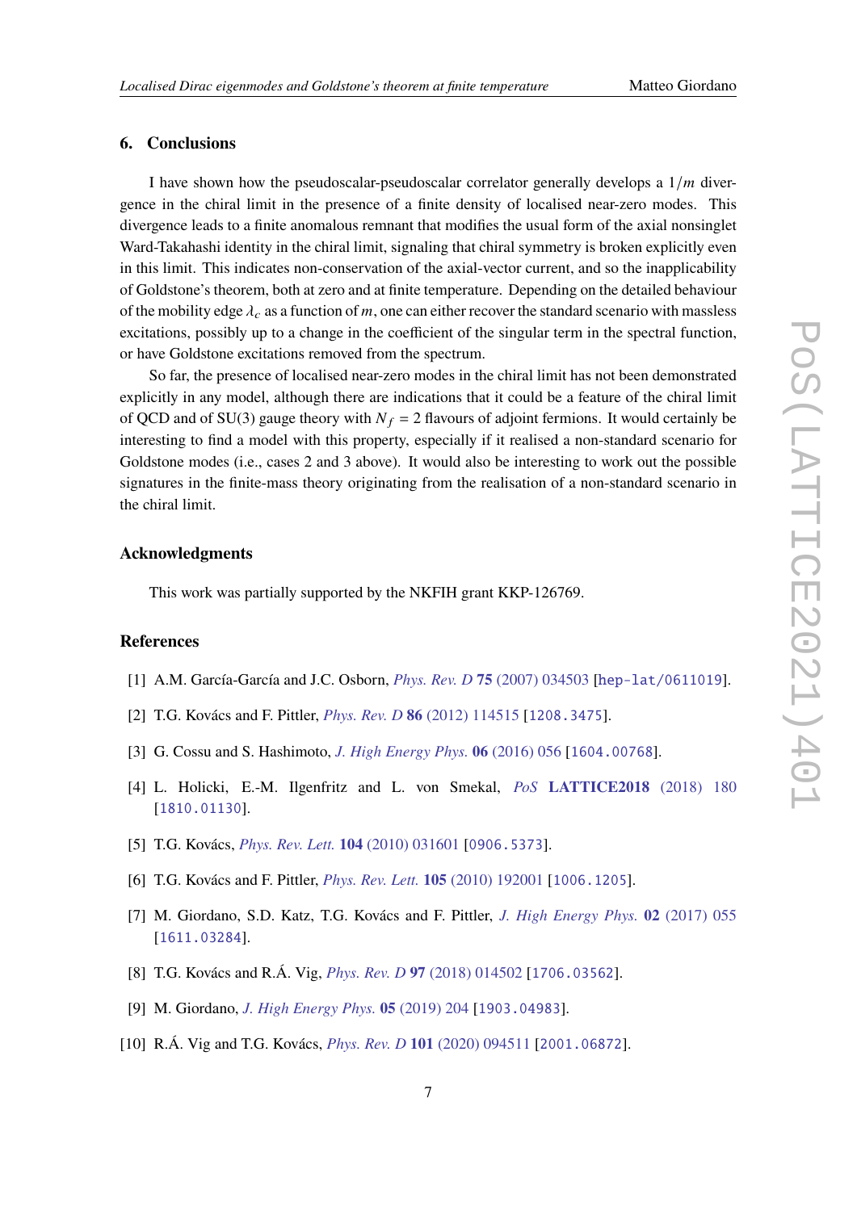## 6. Conclusions

I have shown how the pseudoscalar-pseudoscalar correlator generally develops a $1/m$ divergence in the chiral limit in the presence of a finite density of localised near-zero modes. This divergence leads to a finite anomalous remnant that modifies the usual form of the axial nonsinglet Ward-Takahashi identity in the chiral limit, signaling that chiral symmetry is broken explicitly even in this limit. This indicates non-conservation of the axial-vector current, and so the inapplicability of Goldstone's theorem, both at zero and at finite temperature. Depending on the detailed behaviour of the mobility edge $\lambda_c$ as a function of $m$, one can either recover the standard scenario with massless excitations, possibly up to a change in the coefficient of the singular term in the spectral function, or have Goldstone excitations removed from the spectrum.

So far, the presence of localised near-zero modes in the chiral limit has not been demonstrated explicitly in any model, although there are indications that it could be a feature of the chiral limit of QCD and of SU(3) gauge theory with $N_f = 2$ flavours of adjoint fermions. It would certainly be interesting to find a model with this property, especially if it realised a non-standard scenario for Goldstone modes (i.e., cases 2 and 3 above). It would also be interesting to work out the possible signatures in the finite-mass theory originating from the realisation of a non-standard scenario in the chiral limit.

## Acknowledgments

This work was partially supported by the NKFIH grant KKP-126769.

## References

[1] A.M. García-García and J.C. Osborn, *Phys. Rev. D* **75** (2007) 034503 [hep-lat/0611019].

[2] T.G. Kovács and F. Pittler, *Phys. Rev. D* **86** (2012) 114515 [1208.3475].

[3] G. Cossu and S. Hashimoto, *J. High Energy Phys.* **06** (2016) 056 [1604.00768].

[4] L. Holicki, E.-M. Ilgenfritz and L. von Smekal, *PoS* **LATTICE2018** (2018) 180 [1810.01130].

[5] T.G. Kovács, *Phys. Rev. Lett.* **104** (2010) 031601 [0906.5373].

[6] T.G. Kovács and F. Pittler, *Phys. Rev. Lett.* **105** (2010) 192001 [1006.1205].

[7] M. Giordano, S.D. Katz, T.G. Kovács and F. Pittler, *J. High Energy Phys.* **02** (2017) 055 [1611.03284].

[8] T.G. Kovács and R.Á. Vig, *Phys. Rev. D* **97** (2018) 014502 [1706.03562].

[9] M. Giordano, *J. High Energy Phys.* **05** (2019) 204 [1903.04983].

[10] R.Á. Vig and T.G. Kovács, *Phys. Rev. D* **101** (2020) 094511 [2001.06872].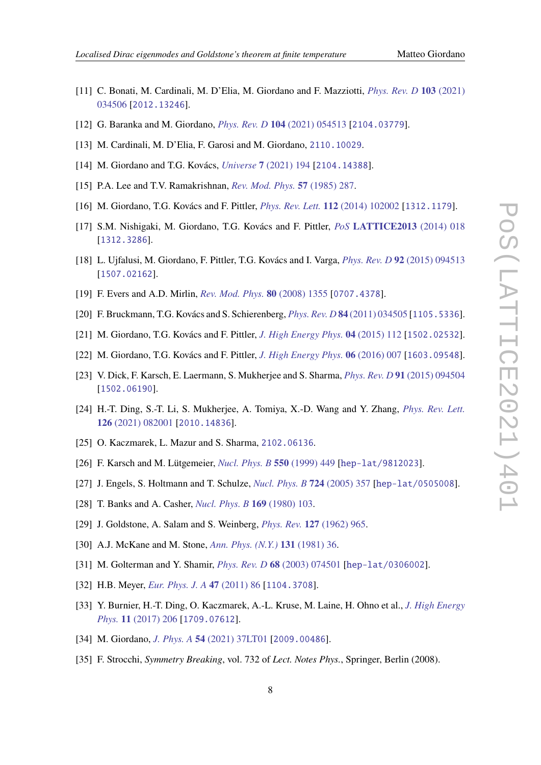[11] C. Bonati, M. Cardinali, M. D'Elia, M. Giordano and F. Mazziotti, *Phys. Rev. D* **103** (2021) 034506 [2012.13246].

[12] G. Baranka and M. Giordano, *Phys. Rev. D* **104** (2021) 054513 [2104.03779].

[13] M. Cardinali, M. D'Elia, F. Garosi and M. Giordano, 2110.10029.

[14] M. Giordano and T.G. Kovács, *Universe* **7** (2021) 194 [2104.14388].

[15] P.A. Lee and T.V. Ramakrishnan, *Rev. Mod. Phys.* **57** (1985) 287.

[16] M. Giordano, T.G. Kovács and F. Pittler, *Phys. Rev. Lett.* **112** (2014) 102002 [1312.1179].

[17] S.M. Nishigaki, M. Giordano, T.G. Kovács and F. Pittler, *PoS* **LATTICE2013** (2014) 018 [1312.3286].

[18] L. Ujfalusi, M. Giordano, F. Pittler, T.G. Kovács and I. Varga, *Phys. Rev. D* **92** (2015) 094513 [1507.02162].

[19] F. Evers and A.D. Mirlin, *Rev. Mod. Phys.* **80** (2008) 1355 [0707.4378].

[20] F. Bruckmann, T.G. Kovács and S. Schierenberg, *Phys. Rev. D* **84** (2011) 034505 [1105.5336].

[21] M. Giordano, T.G. Kovács and F. Pittler, *J. High Energy Phys.* **04** (2015) 112 [1502.02532].

[22] M. Giordano, T.G. Kovács and F. Pittler, *J. High Energy Phys.* **06** (2016) 007 [1603.09548].

[23] V. Dick, F. Karsch, E. Laermann, S. Mukherjee and S. Sharma, *Phys. Rev. D* **91** (2015) 094504 [1502.06190].

[24] H.-T. Ding, S.-T. Li, S. Mukherjee, A. Tomiya, X.-D. Wang and Y. Zhang, *Phys. Rev. Lett.* **126** (2021) 082001 [2010.14836].

[25] O. Kaczmarek, L. Mazur and S. Sharma, 2102.06136.

[26] F. Karsch and M. Lütgemeier, *Nucl. Phys. B* **550** (1999) 449 [hep-lat/9812023].

[27] J. Engels, S. Holtmann and T. Schulze, *Nucl. Phys. B* **724** (2005) 357 [hep-lat/0505008].

[28] T. Banks and A. Casher, *Nucl. Phys. B* **169** (1980) 103.

[29] J. Goldstone, A. Salam and S. Weinberg, *Phys. Rev.* **127** (1962) 965.

[30] A.J. McKane and M. Stone, *Ann. Phys. (N.Y.)* **131** (1981) 36.

[31] M. Golterman and Y. Shamir, *Phys. Rev. D* **68** (2003) 074501 [hep-lat/0306002].

[32] H.B. Meyer, *Eur. Phys. J. A* **47** (2011) 86 [1104.3708].

[33] Y. Burnier, H.-T. Ding, O. Kaczmarek, A.-L. Kruse, M. Laine, H. Ohno et al., *J. High Energy Phys.* **11** (2017) 206 [1709.07612].

[34] M. Giordano, *J. Phys. A* **54** (2021) 37LT01 [2009.00486].

[35] F. Strocchi, *Symmetry Breaking*, vol. 732 of *Lect. Notes Phys.*, Springer, Berlin (2008).